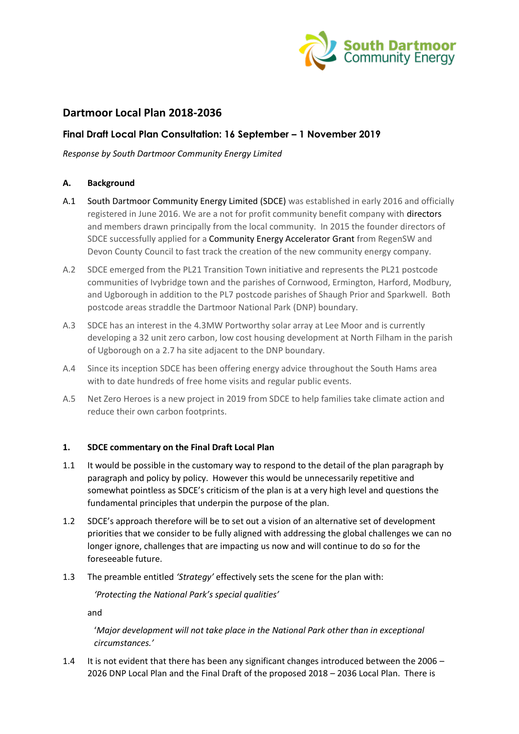South Dartmoor Community Energy

# Dartmoor Local Plan 2018-2036

## Final Draft Local Plan Consultation: 16 September – 1 November 2019

*Response by South Dartmoor Community Energy Limited*

### A. Background

A.1 South Dartmoor Community Energy Limited (SDCE) was established in early 2016 and officially registered in June 2016. We are a not for profit community benefit company with directors and members drawn principally from the local community. In 2015 the founder directors of SDCE successfully applied for a Community Energy Accelerator Grant from RegenSW and Devon County Council to fast track the creation of the new community energy company.

A.2 SDCE emerged from the PL21 Transition Town initiative and represents the PL21 postcode communities of Ivybridge town and the parishes of Cornwood, Ermington, Harford, Modbury, and Ugborough in addition to the PL7 postcode parishes of Shaugh Prior and Sparkwell. Both postcode areas straddle the Dartmoor National Park (DNP) boundary.

A.3 SDCE has an interest in the 4.3MW Portworthy solar array at Lee Moor and is currently developing a 32 unit zero carbon, low cost housing development at North Filham in the parish of Ugborough on a 2.7 ha site adjacent to the DNP boundary.

A.4 Since its inception SDCE has been offering energy advice throughout the South Hams area with to date hundreds of free home visits and regular public events.

A.5 Net Zero Heroes is a new project in 2019 from SDCE to help families take climate action and reduce their own carbon footprints.

### 1. SDCE commentary on the Final Draft Local Plan

1.1 It would be possible in the customary way to respond to the detail of the plan paragraph by paragraph and policy by policy. However this would be unnecessarily repetitive and somewhat pointless as SDCE's criticism of the plan is at a very high level and questions the fundamental principles that underpin the purpose of the plan.

1.2 SDCE's approach therefore will be to set out a vision of an alternative set of development priorities that we consider to be fully aligned with addressing the global challenges we can no longer ignore, challenges that are impacting us now and will continue to do so for the foreseeable future.

1.3 The preamble entitled *'Strategy'* effectively sets the scene for the plan with:

> *'Protecting the National Park's special qualities'*
>
> and
>
> '*Major development will not take place in the National Park other than in exceptional circumstances.'*

1.4 It is not evident that there has been any significant changes introduced between the 2006 – 2026 DNP Local Plan and the Final Draft of the proposed 2018 – 2036 Local Plan. There is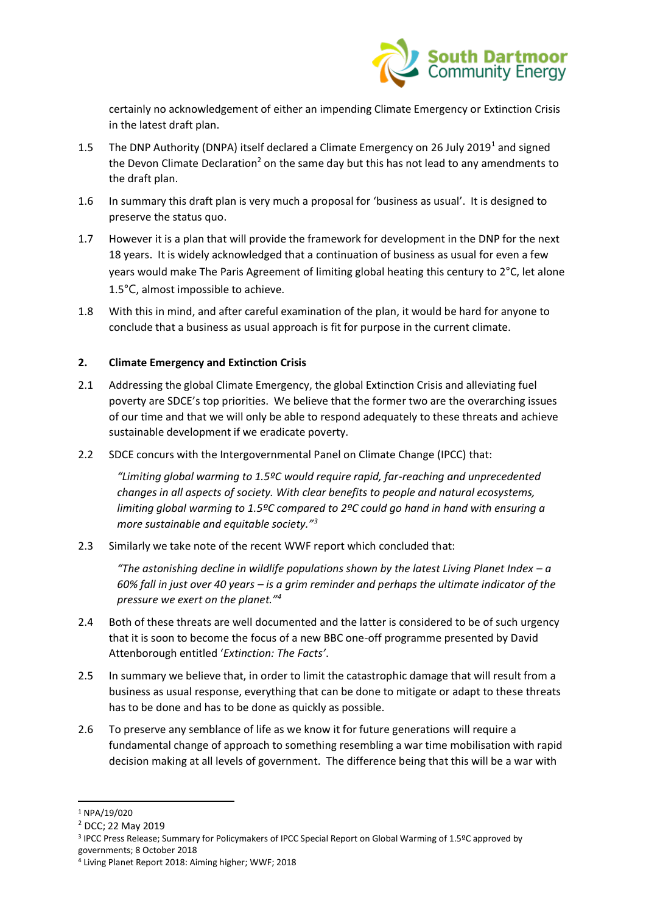certainly no acknowledgement of either an impending Climate Emergency or Extinction Crisis in the latest draft plan.

1.5 The DNP Authority (DNPA) itself declared a Climate Emergency on 26 July 2019[1] and signed the Devon Climate Declaration[2] on the same day but this has not lead to any amendments to the draft plan.

1.6 In summary this draft plan is very much a proposal for 'business as usual'. It is designed to preserve the status quo.

1.7 However it is a plan that will provide the framework for development in the DNP for the next 18 years. It is widely acknowledged that a continuation of business as usual for even a few years would make The Paris Agreement of limiting global heating this century to 2°C, let alone 1.5°C, almost impossible to achieve.

1.8 With this in mind, and after careful examination of the plan, it would be hard for anyone to conclude that a business as usual approach is fit for purpose in the current climate.

## 2. Climate Emergency and Extinction Crisis

2.1 Addressing the global Climate Emergency, the global Extinction Crisis and alleviating fuel poverty are SDCE's top priorities. We believe that the former two are the overarching issues of our time and that we will only be able to respond adequately to these threats and achieve sustainable development if we eradicate poverty.

2.2 SDCE concurs with the Intergovernmental Panel on Climate Change (IPCC) that:

> *"Limiting global warming to 1.5ºC would require rapid, far-reaching and unprecedented changes in all aspects of society. With clear benefits to people and natural ecosystems, limiting global warming to 1.5ºC compared to 2ºC could go hand in hand with ensuring a more sustainable and equitable society."*[3]

2.3 Similarly we take note of the recent WWF report which concluded that:

> *"The astonishing decline in wildlife populations shown by the latest Living Planet Index – a 60% fall in just over 40 years – is a grim reminder and perhaps the ultimate indicator of the pressure we exert on the planet."*[4]

2.4 Both of these threats are well documented and the latter is considered to be of such urgency that it is soon to become the focus of a new BBC one-off programme presented by David Attenborough entitled '*Extinction: The Facts*'.

2.5 In summary we believe that, in order to limit the catastrophic damage that will result from a business as usual response, everything that can be done to mitigate or adapt to these threats has to be done and has to be done as quickly as possible.

2.6 To preserve any semblance of life as we know it for future generations will require a fundamental change of approach to something resembling a war time mobilisation with rapid decision making at all levels of government. The difference being that this will be a war with

---

[1] NPA/19/020

[2] DCC; 22 May 2019

[3] IPCC Press Release; Summary for Policymakers of IPCC Special Report on Global Warming of 1.5ºC approved by governments; 8 October 2018

[4] Living Planet Report 2018: Aiming higher; WWF; 2018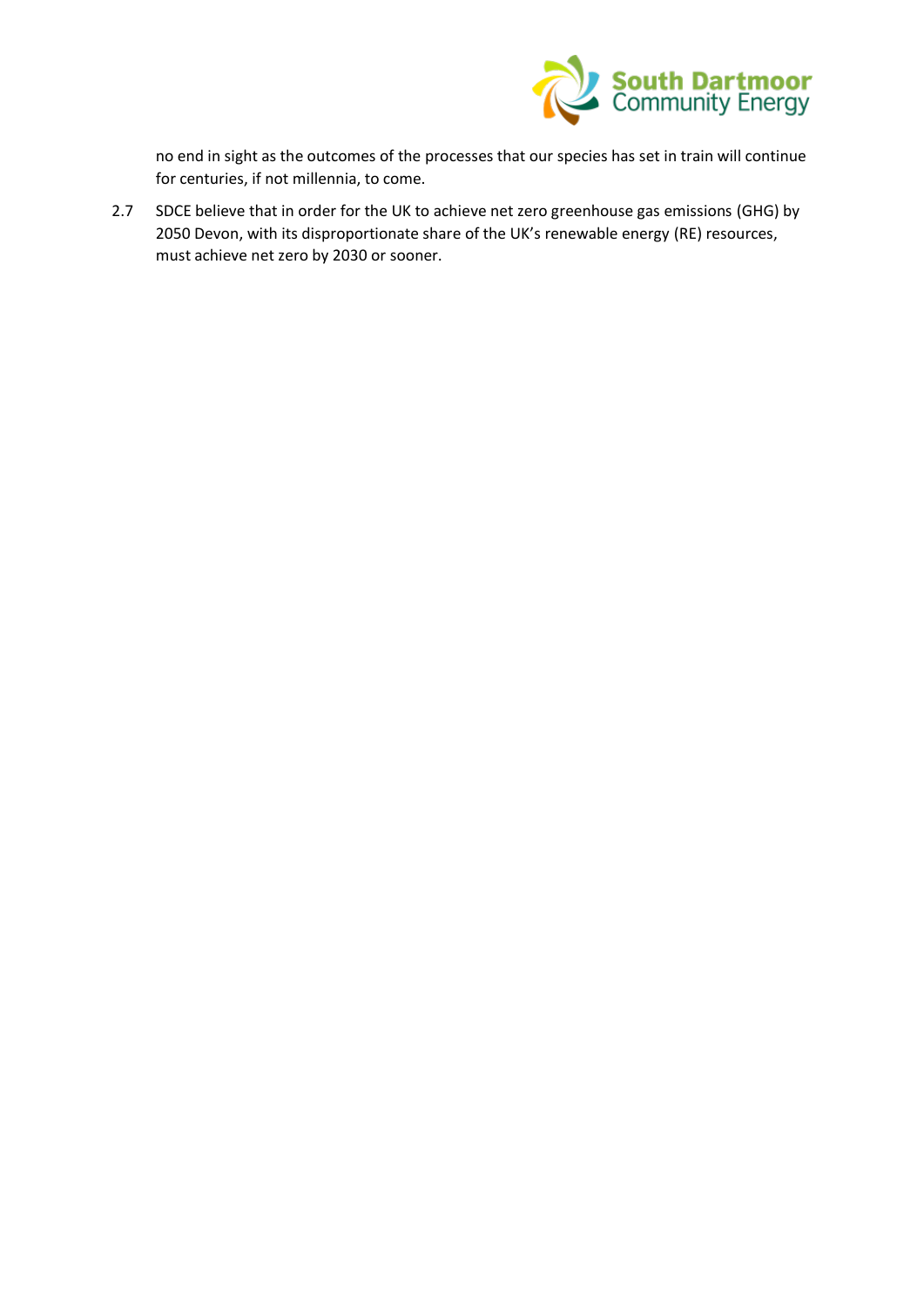no end in sight as the outcomes of the processes that our species has set in train will continue for centuries, if not millennia, to come.

2.7 SDCE believe that in order for the UK to achieve net zero greenhouse gas emissions (GHG) by 2050 Devon, with its disproportionate share of the UK's renewable energy (RE) resources, must achieve net zero by 2030 or sooner.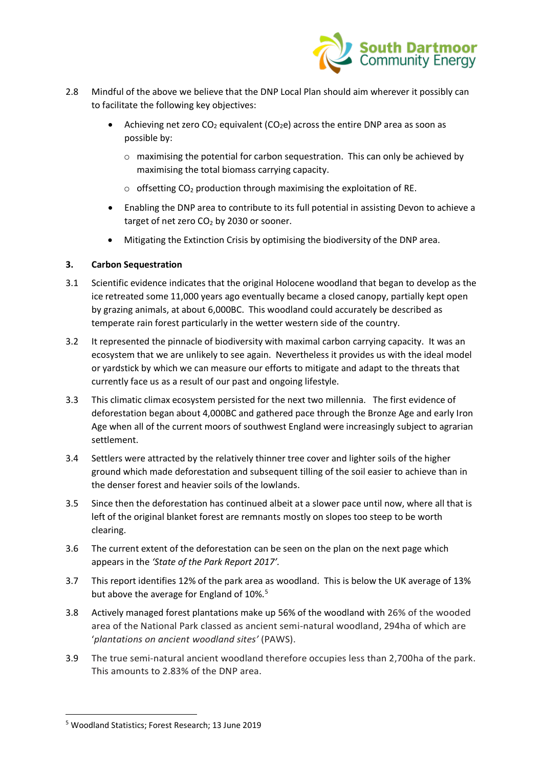2.8 Mindful of the above we believe that the DNP Local Plan should aim wherever it possibly can to facilitate the following key objectives:

- Achieving net zero $CO_2$ equivalent ($CO_2e$) across the entire DNP area as soon as possible by:
  - maximising the potential for carbon sequestration. This can only be achieved by maximising the total biomass carrying capacity.
  - offsetting $CO_2$ production through maximising the exploitation of RE.
- Enabling the DNP area to contribute to its full potential in assisting Devon to achieve a target of net zero $CO_2$ by 2030 or sooner.
- Mitigating the Extinction Crisis by optimising the biodiversity of the DNP area.

### 3. Carbon Sequestration

3.1 Scientific evidence indicates that the original Holocene woodland that began to develop as the ice retreated some 11,000 years ago eventually became a closed canopy, partially kept open by grazing animals, at about 6,000BC. This woodland could accurately be described as temperate rain forest particularly in the wetter western side of the country.

3.2 It represented the pinnacle of biodiversity with maximal carbon carrying capacity. It was an ecosystem that we are unlikely to see again. Nevertheless it provides us with the ideal model or yardstick by which we can measure our efforts to mitigate and adapt to the threats that currently face us as a result of our past and ongoing lifestyle.

3.3 This climatic climax ecosystem persisted for the next two millennia. The first evidence of deforestation began about 4,000BC and gathered pace through the Bronze Age and early Iron Age when all of the current moors of southwest England were increasingly subject to agrarian settlement.

3.4 Settlers were attracted by the relatively thinner tree cover and lighter soils of the higher ground which made deforestation and subsequent tilling of the soil easier to achieve than in the denser forest and heavier soils of the lowlands.

3.5 Since then the deforestation has continued albeit at a slower pace until now, where all that is left of the original blanket forest are remnants mostly on slopes too steep to be worth clearing.

3.6 The current extent of the deforestation can be seen on the plan on the next page which appears in the *'State of the Park Report 2017'.*

3.7 This report identifies 12% of the park area as woodland. This is below the UK average of 13% but above the average for England of 10%.[5]

3.8 Actively managed forest plantations make up 56% of the woodland with 26% of the wooded area of the National Park classed as ancient semi-natural woodland, 294ha of which are '*plantations on ancient woodland sites*' (PAWS).

3.9 The true semi-natural ancient woodland therefore occupies less than 2,700ha of the park. This amounts to 2.83% of the DNP area.

---

[5] Woodland Statistics; Forest Research; 13 June 2019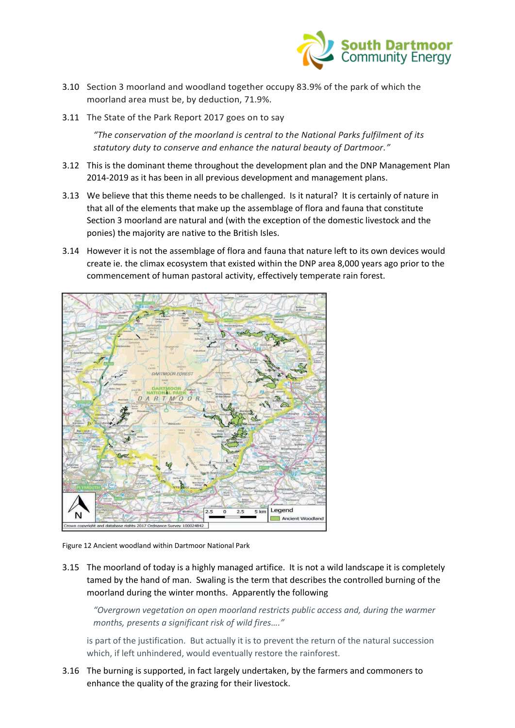3.10 Section 3 moorland and woodland together occupy 83.9% of the park of which the moorland area must be, by deduction, 71.9%.

3.11 The State of the Park Report 2017 goes on to say

> *"The conservation of the moorland is central to the National Parks fulfilment of its statutory duty to conserve and enhance the natural beauty of Dartmoor."*

3.12 This is the dominant theme throughout the development plan and the DNP Management Plan 2014-2019 as it has been in all previous development and management plans.

3.13 We believe that this theme needs to be challenged. Is it natural? It is certainly of nature in that all of the elements that make up the assemblage of flora and fauna that constitute Section 3 moorland are natural and (with the exception of the domestic livestock and the ponies) the majority are native to the British Isles.

3.14 However it is not the assemblage of flora and fauna that nature left to its own devices would create ie. the climax ecosystem that existed within the DNP area 8,000 years ago prior to the commencement of human pastoral activity, effectively temperate rain forest.

Figure 12 Ancient woodland within Dartmoor National Park

3.15 The moorland of today is a highly managed artifice. It is not a wild landscape it is completely tamed by the hand of man. Swaling is the term that describes the controlled burning of the moorland during the winter months. Apparently the following

> *"Overgrown vegetation on open moorland restricts public access and, during the warmer months, presents a significant risk of wild fires…."*

is part of the justification. But actually it is to prevent the return of the natural succession which, if left unhindered, would eventually restore the rainforest.

3.16 The burning is supported, in fact largely undertaken, by the farmers and commoners to enhance the quality of the grazing for their livestock.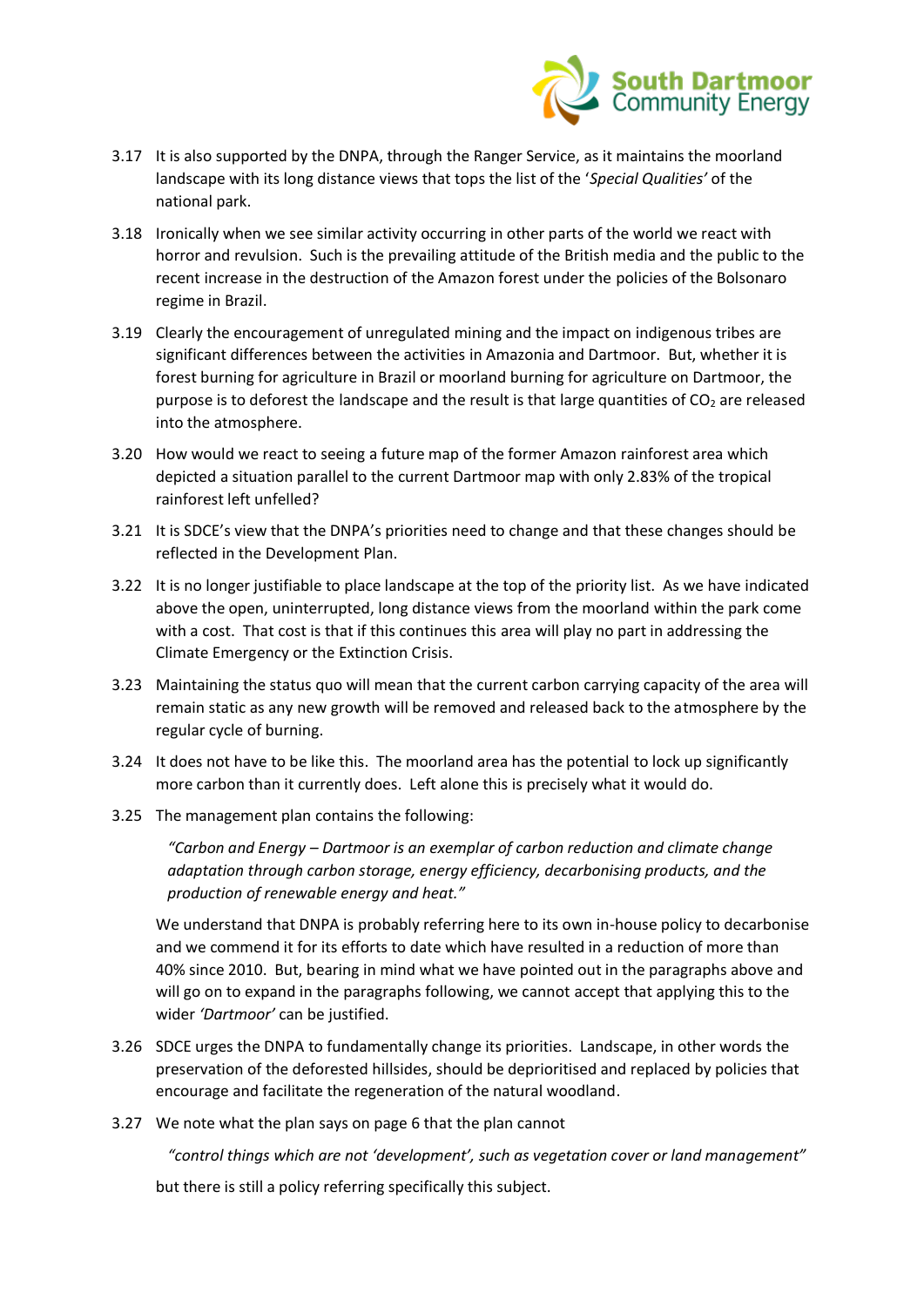3.17 It is also supported by the DNPA, through the Ranger Service, as it maintains the moorland landscape with its long distance views that tops the list of the '*Special Qualities*' of the national park.

3.18 Ironically when we see similar activity occurring in other parts of the world we react with horror and revulsion. Such is the prevailing attitude of the British media and the public to the recent increase in the destruction of the Amazon forest under the policies of the Bolsonaro regime in Brazil.

3.19 Clearly the encouragement of unregulated mining and the impact on indigenous tribes are significant differences between the activities in Amazonia and Dartmoor. But, whether it is forest burning for agriculture in Brazil or moorland burning for agriculture on Dartmoor, the purpose is to deforest the landscape and the result is that large quantities of $CO_2$ are released into the atmosphere.

3.20 How would we react to seeing a future map of the former Amazon rainforest area which depicted a situation parallel to the current Dartmoor map with only 2.83% of the tropical rainforest left unfelled?

3.21 It is SDCE's view that the DNPA's priorities need to change and that these changes should be reflected in the Development Plan.

3.22 It is no longer justifiable to place landscape at the top of the priority list. As we have indicated above the open, uninterrupted, long distance views from the moorland within the park come with a cost. That cost is that if this continues this area will play no part in addressing the Climate Emergency or the Extinction Crisis.

3.23 Maintaining the status quo will mean that the current carbon carrying capacity of the area will remain static as any new growth will be removed and released back to the atmosphere by the regular cycle of burning.

3.24 It does not have to be like this. The moorland area has the potential to lock up significantly more carbon than it currently does. Left alone this is precisely what it would do.

3.25 The management plan contains the following:

> *"Carbon and Energy – Dartmoor is an exemplar of carbon reduction and climate change adaptation through carbon storage, energy efficiency, decarbonising products, and the production of renewable energy and heat."*

We understand that DNPA is probably referring here to its own in-house policy to decarbonise and we commend it for its efforts to date which have resulted in a reduction of more than 40% since 2010. But, bearing in mind what we have pointed out in the paragraphs above and will go on to expand in the paragraphs following, we cannot accept that applying this to the wider *'Dartmoor'* can be justified.

3.26 SDCE urges the DNPA to fundamentally change its priorities. Landscape, in other words the preservation of the deforested hillsides, should be deprioritised and replaced by policies that encourage and facilitate the regeneration of the natural woodland.

3.27 We note what the plan says on page 6 that the plan cannot

> *"control things which are not 'development', such as vegetation cover or land management"*

but there is still a policy referring specifically this subject.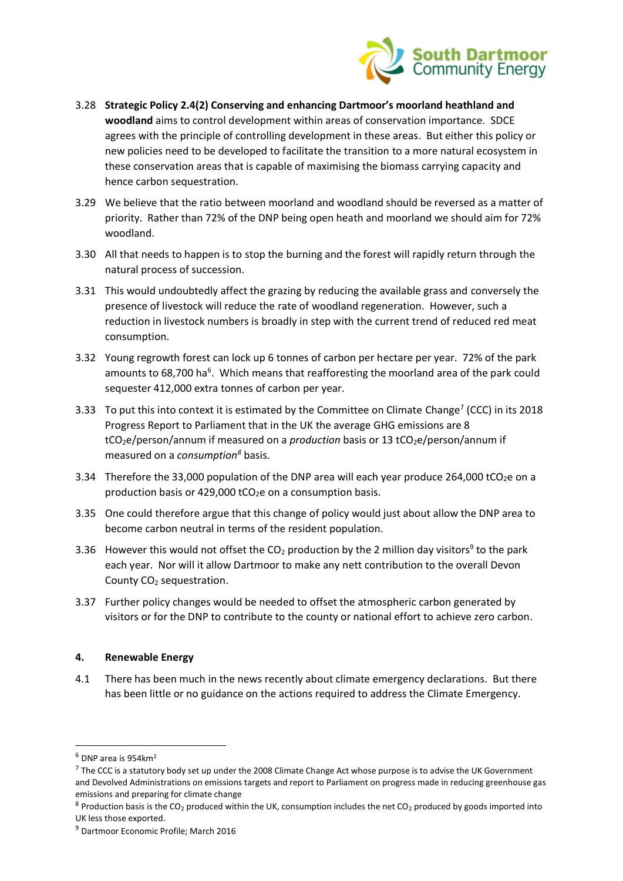3.28 **Strategic Policy 2.4(2) Conserving and enhancing Dartmoor's moorland heathland and woodland** aims to control development within areas of conservation importance. SDCE agrees with the principle of controlling development in these areas. But either this policy or new policies need to be developed to facilitate the transition to a more natural ecosystem in these conservation areas that is capable of maximising the biomass carrying capacity and hence carbon sequestration.

3.29 We believe that the ratio between moorland and woodland should be reversed as a matter of priority. Rather than 72% of the DNP being open heath and moorland we should aim for 72% woodland.

3.30 All that needs to happen is to stop the burning and the forest will rapidly return through the natural process of succession.

3.31 This would undoubtedly affect the grazing by reducing the available grass and conversely the presence of livestock will reduce the rate of woodland regeneration. However, such a reduction in livestock numbers is broadly in step with the current trend of reduced red meat consumption.

3.32 Young regrowth forest can lock up 6 tonnes of carbon per hectare per year. 72% of the park amounts to 68,700 ha[6]. Which means that reafforesting the moorland area of the park could sequester 412,000 extra tonnes of carbon per year.

3.33 To put this into context it is estimated by the Committee on Climate Change[7] (CCC) in its 2018 Progress Report to Parliament that in the UK the average GHG emissions are 8 $tCO_2e$/person/annum if measured on a *production* basis or 13 $tCO_2e$/person/annum if measured on a *consumption*[8] basis.

3.34 Therefore the 33,000 population of the DNP area will each year produce 264,000 $tCO_2e$ on a production basis or 429,000 $tCO_2e$ on a consumption basis.

3.35 One could therefore argue that this change of policy would just about allow the DNP area to become carbon neutral in terms of the resident population.

3.36 However this would not offset the $CO_2$ production by the 2 million day visitors[9] to the park each year. Nor will it allow Dartmoor to make any nett contribution to the overall Devon County $CO_2$ sequestration.

3.37 Further policy changes would be needed to offset the atmospheric carbon generated by visitors or for the DNP to contribute to the county or national effort to achieve zero carbon.

## 4. Renewable Energy

4.1 There has been much in the news recently about climate emergency declarations. But there has been little or no guidance on the actions required to address the Climate Emergency.

---

[6] DNP area is 954km$^2$

[7] The CCC is a statutory body set up under the 2008 Climate Change Act whose purpose is to advise the UK Government and Devolved Administrations on emissions targets and report to Parliament on progress made in reducing greenhouse gas emissions and preparing for climate change

[8] Production basis is the $CO_2$ produced within the UK, consumption includes the net $CO_2$ produced by goods imported into UK less those exported.

[9] Dartmoor Economic Profile; March 2016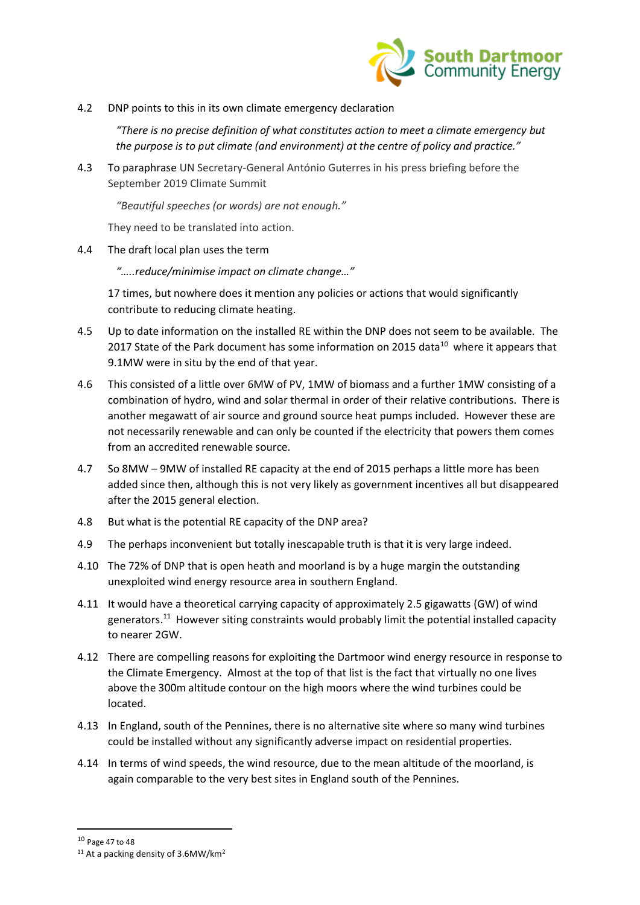4.2 DNP points to this in its own climate emergency declaration

> *"There is no precise definition of what constitutes action to meet a climate emergency but the purpose is to put climate (and environment) at the centre of policy and practice."*

4.3 To paraphrase UN Secretary-General António Guterres in his press briefing before the September 2019 Climate Summit

> *"Beautiful speeches (or words) are not enough."*

They need to be translated into action.

4.4 The draft local plan uses the term

> *"…..reduce/minimise impact on climate change…"*

17 times, but nowhere does it mention any policies or actions that would significantly contribute to reducing climate heating.

4.5 Up to date information on the installed RE within the DNP does not seem to be available. The 2017 State of the Park document has some information on 2015 data[10] where it appears that 9.1MW were in situ by the end of that year.

4.6 This consisted of a little over 6MW of PV, 1MW of biomass and a further 1MW consisting of a combination of hydro, wind and solar thermal in order of their relative contributions. There is another megawatt of air source and ground source heat pumps included. However these are not necessarily renewable and can only be counted if the electricity that powers them comes from an accredited renewable source.

4.7 So 8MW – 9MW of installed RE capacity at the end of 2015 perhaps a little more has been added since then, although this is not very likely as government incentives all but disappeared after the 2015 general election.

4.8 But what is the potential RE capacity of the DNP area?

4.9 The perhaps inconvenient but totally inescapable truth is that it is very large indeed.

4.10 The 72% of DNP that is open heath and moorland is by a huge margin the outstanding unexploited wind energy resource area in southern England.

4.11 It would have a theoretical carrying capacity of approximately 2.5 gigawatts (GW) of wind generators.[11] However siting constraints would probably limit the potential installed capacity to nearer 2GW.

4.12 There are compelling reasons for exploiting the Dartmoor wind energy resource in response to the Climate Emergency. Almost at the top of that list is the fact that virtually no one lives above the 300m altitude contour on the high moors where the wind turbines could be located.

4.13 In England, south of the Pennines, there is no alternative site where so many wind turbines could be installed without any significantly adverse impact on residential properties.

4.14 In terms of wind speeds, the wind resource, due to the mean altitude of the moorland, is again comparable to the very best sites in England south of the Pennines.

---

[10] Page 47 to 48

[11] At a packing density of 3.6MW/km$^2$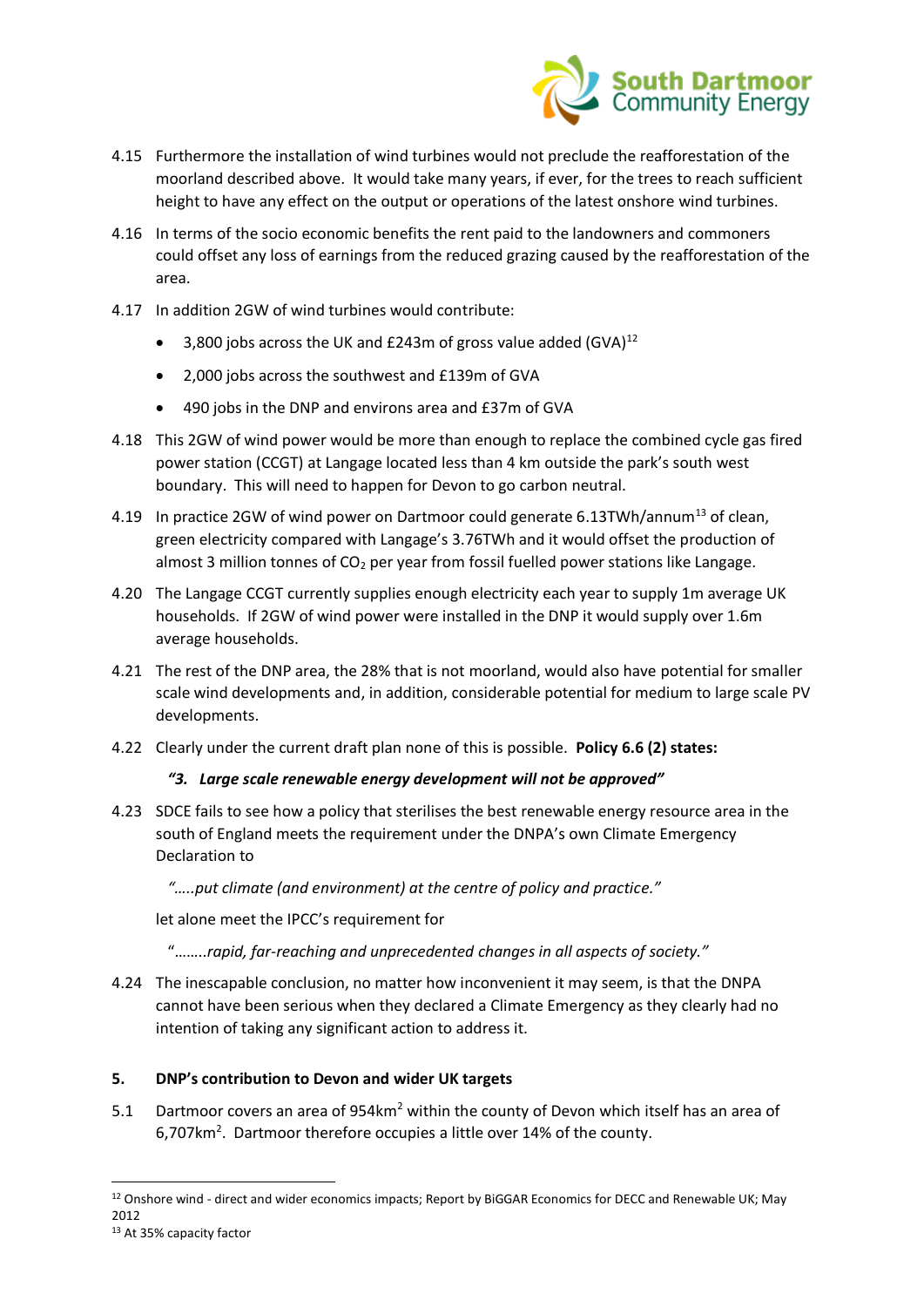4.15 Furthermore the installation of wind turbines would not preclude the reafforestation of the moorland described above. It would take many years, if ever, for the trees to reach sufficient height to have any effect on the output or operations of the latest onshore wind turbines.

4.16 In terms of the socio economic benefits the rent paid to the landowners and commoners could offset any loss of earnings from the reduced grazing caused by the reafforestation of the area.

4.17 In addition 2GW of wind turbines would contribute:

- 3,800 jobs across the UK and £243m of gross value added (GVA)[12]
- 2,000 jobs across the southwest and £139m of GVA
- 490 jobs in the DNP and environs area and £37m of GVA

4.18 This 2GW of wind power would be more than enough to replace the combined cycle gas fired power station (CCGT) at Langage located less than 4 km outside the park's south west boundary. This will need to happen for Devon to go carbon neutral.

4.19 In practice 2GW of wind power on Dartmoor could generate 6.13TWh/annum[13] of clean, green electricity compared with Langage's 3.76TWh and it would offset the production of almost 3 million tonnes of $CO_2$ per year from fossil fuelled power stations like Langage.

4.20 The Langage CCGT currently supplies enough electricity each year to supply 1m average UK households. If 2GW of wind power were installed in the DNP it would supply over 1.6m average households.

4.21 The rest of the DNP area, the 28% that is not moorland, would also have potential for smaller scale wind developments and, in addition, considerable potential for medium to large scale PV developments.

4.22 Clearly under the current draft plan none of this is possible. **Policy 6.6 (2) states:**

> ***"3. Large scale renewable energy development will not be approved"***

4.23 SDCE fails to see how a policy that sterilises the best renewable energy resource area in the south of England meets the requirement under the DNPA's own Climate Emergency Declaration to

> *".....put climate (and environment) at the centre of policy and practice."*

let alone meet the IPCC's requirement for

> "*........rapid, far-reaching and unprecedented changes in all aspects of society."*

4.24 The inescapable conclusion, no matter how inconvenient it may seem, is that the DNPA cannot have been serious when they declared a Climate Emergency as they clearly had no intention of taking any significant action to address it.

## 5. DNP's contribution to Devon and wider UK targets

5.1 Dartmoor covers an area of 954km$^2$ within the county of Devon which itself has an area of 6,707km$^2$. Dartmoor therefore occupies a little over 14% of the county.

---

[12] Onshore wind - direct and wider economics impacts; Report by BiGGAR Economics for DECC and Renewable UK; May 2012

[13] At 35% capacity factor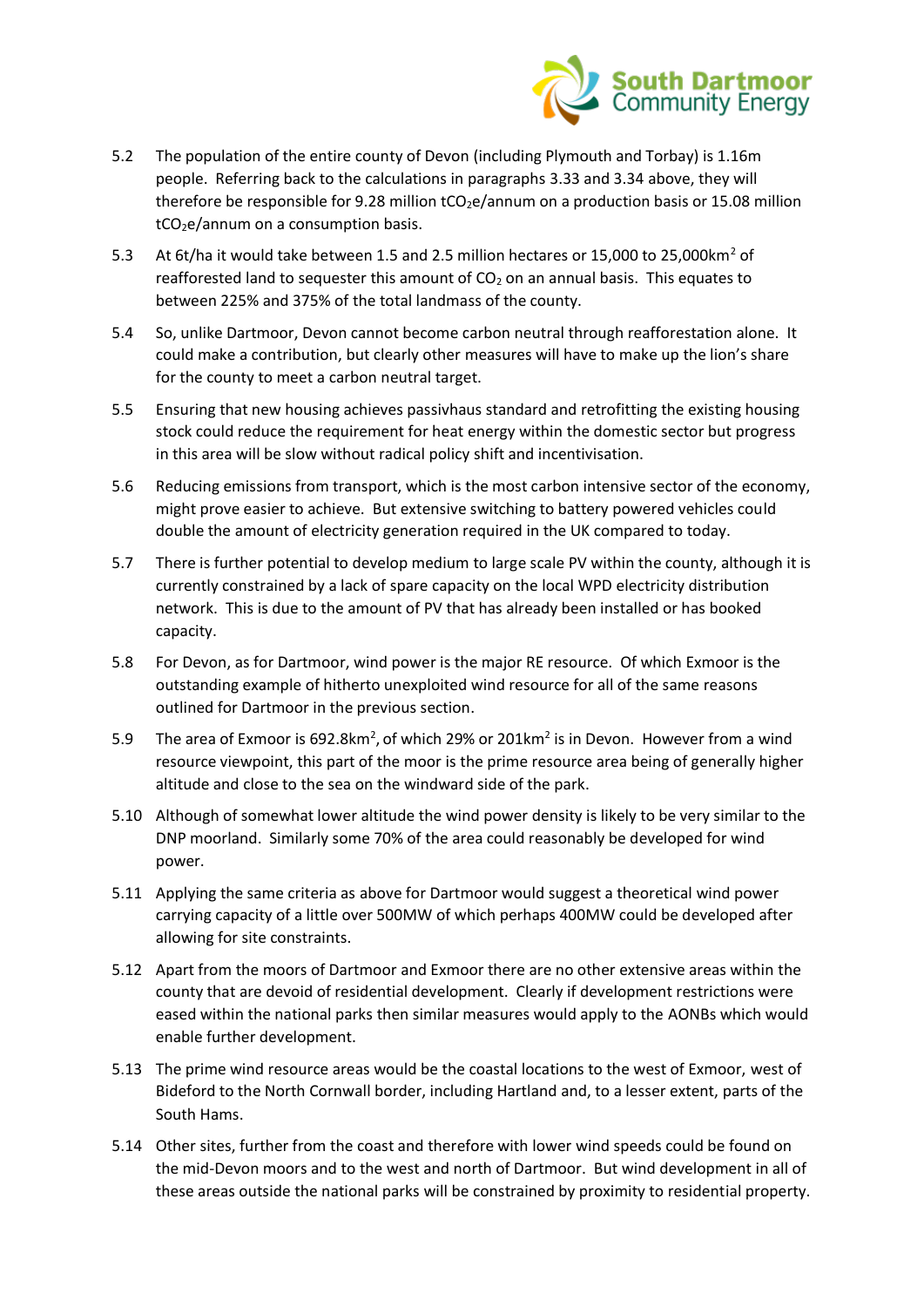5.2 The population of the entire county of Devon (including Plymouth and Torbay) is 1.16m people. Referring back to the calculations in paragraphs 3.33 and 3.34 above, they will therefore be responsible for 9.28 million $tCO_2e$/annum on a production basis or 15.08 million $tCO_2e$/annum on a consumption basis.

5.3 At 6t/ha it would take between 1.5 and 2.5 million hectares or 15,000 to 25,000km$^2$ of reafforested land to sequester this amount of $CO_2$ on an annual basis. This equates to between 225% and 375% of the total landmass of the county.

5.4 So, unlike Dartmoor, Devon cannot become carbon neutral through reafforestation alone. It could make a contribution, but clearly other measures will have to make up the lion's share for the county to meet a carbon neutral target.

5.5 Ensuring that new housing achieves passivhaus standard and retrofitting the existing housing stock could reduce the requirement for heat energy within the domestic sector but progress in this area will be slow without radical policy shift and incentivisation.

5.6 Reducing emissions from transport, which is the most carbon intensive sector of the economy, might prove easier to achieve. But extensive switching to battery powered vehicles could double the amount of electricity generation required in the UK compared to today.

5.7 There is further potential to develop medium to large scale PV within the county, although it is currently constrained by a lack of spare capacity on the local WPD electricity distribution network. This is due to the amount of PV that has already been installed or has booked capacity.

5.8 For Devon, as for Dartmoor, wind power is the major RE resource. Of which Exmoor is the outstanding example of hitherto unexploited wind resource for all of the same reasons outlined for Dartmoor in the previous section.

5.9 The area of Exmoor is 692.8km$^2$, of which 29% or 201km$^2$ is in Devon. However from a wind resource viewpoint, this part of the moor is the prime resource area being of generally higher altitude and close to the sea on the windward side of the park.

5.10 Although of somewhat lower altitude the wind power density is likely to be very similar to the DNP moorland. Similarly some 70% of the area could reasonably be developed for wind power.

5.11 Applying the same criteria as above for Dartmoor would suggest a theoretical wind power carrying capacity of a little over 500MW of which perhaps 400MW could be developed after allowing for site constraints.

5.12 Apart from the moors of Dartmoor and Exmoor there are no other extensive areas within the county that are devoid of residential development. Clearly if development restrictions were eased within the national parks then similar measures would apply to the AONBs which would enable further development.

5.13 The prime wind resource areas would be the coastal locations to the west of Exmoor, west of Bideford to the North Cornwall border, including Hartland and, to a lesser extent, parts of the South Hams.

5.14 Other sites, further from the coast and therefore with lower wind speeds could be found on the mid-Devon moors and to the west and north of Dartmoor. But wind development in all of these areas outside the national parks will be constrained by proximity to residential property.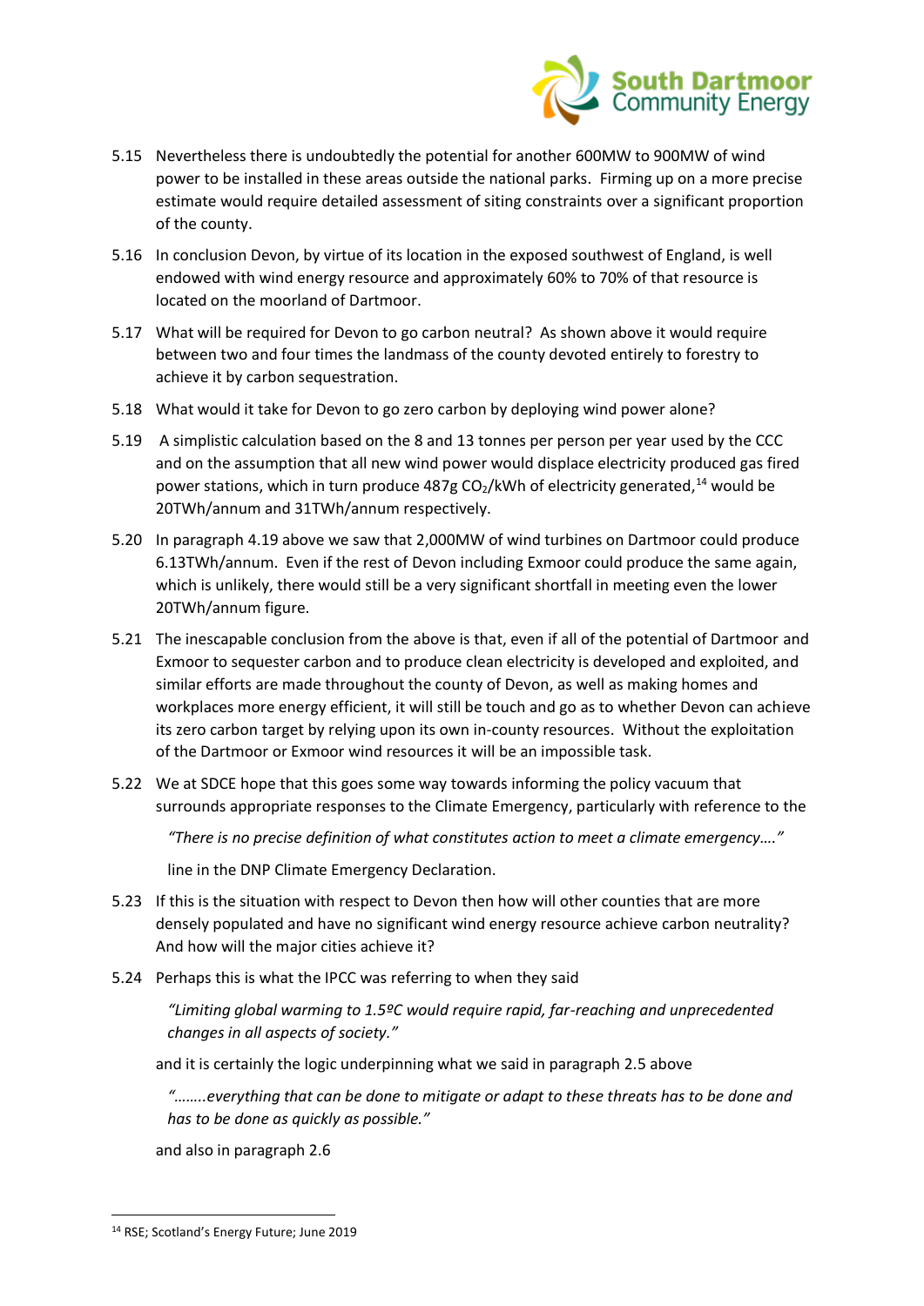5.15 Nevertheless there is undoubtedly the potential for another 600MW to 900MW of wind power to be installed in these areas outside the national parks. Firming up on a more precise estimate would require detailed assessment of siting constraints over a significant proportion of the county.

5.16 In conclusion Devon, by virtue of its location in the exposed southwest of England, is well endowed with wind energy resource and approximately 60% to 70% of that resource is located on the moorland of Dartmoor.

5.17 What will be required for Devon to go carbon neutral? As shown above it would require between two and four times the landmass of the county devoted entirely to forestry to achieve it by carbon sequestration.

5.18 What would it take for Devon to go zero carbon by deploying wind power alone?

5.19 A simplistic calculation based on the 8 and 13 tonnes per person per year used by the CCC and on the assumption that all new wind power would displace electricity produced gas fired power stations, which in turn produce 487g $CO_2$/kWh of electricity generated,[14] would be 20TWh/annum and 31TWh/annum respectively.

5.20 In paragraph 4.19 above we saw that 2,000MW of wind turbines on Dartmoor could produce 6.13TWh/annum. Even if the rest of Devon including Exmoor could produce the same again, which is unlikely, there would still be a very significant shortfall in meeting even the lower 20TWh/annum figure.

5.21 The inescapable conclusion from the above is that, even if all of the potential of Dartmoor and Exmoor to sequester carbon and to produce clean electricity is developed and exploited, and similar efforts are made throughout the county of Devon, as well as making homes and workplaces more energy efficient, it will still be touch and go as to whether Devon can achieve its zero carbon target by relying upon its own in-county resources. Without the exploitation of the Dartmoor or Exmoor wind resources it will be an impossible task.

5.22 We at SDCE hope that this goes some way towards informing the policy vacuum that surrounds appropriate responses to the Climate Emergency, particularly with reference to the

> *"There is no precise definition of what constitutes action to meet a climate emergency…."*

line in the DNP Climate Emergency Declaration.

5.23 If this is the situation with respect to Devon then how will other counties that are more densely populated and have no significant wind energy resource achieve carbon neutrality? And how will the major cities achieve it?

5.24 Perhaps this is what the IPCC was referring to when they said

> *"Limiting global warming to 1.5ºC would require rapid, far-reaching and unprecedented changes in all aspects of society."*

and it is certainly the logic underpinning what we said in paragraph 2.5 above

> *"……..everything that can be done to mitigate or adapt to these threats has to be done and has to be done as quickly as possible."*

and also in paragraph 2.6

---

[14] RSE; Scotland's Energy Future; June 2019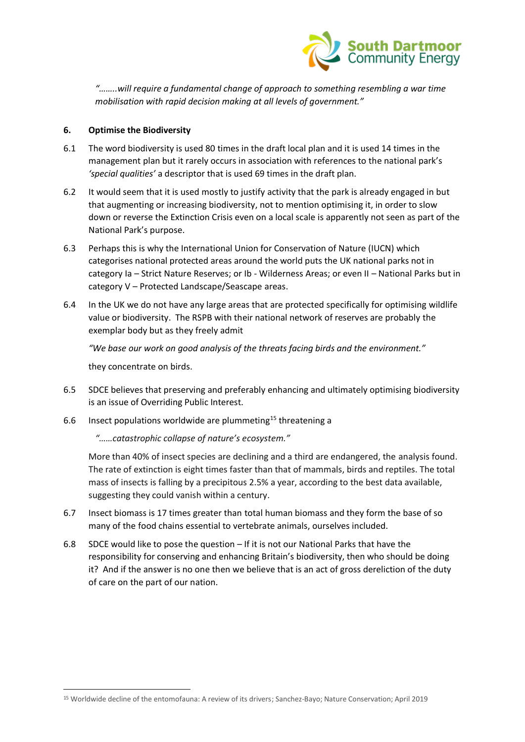*"……..will require a fundamental change of approach to something resembling a war time mobilisation with rapid decision making at all levels of government."*

## 6. Optimise the Biodiversity

6.1 The word biodiversity is used 80 times in the draft local plan and it is used 14 times in the management plan but it rarely occurs in association with references to the national park's *'special qualities'* a descriptor that is used 69 times in the draft plan.

6.2 It would seem that it is used mostly to justify activity that the park is already engaged in but that augmenting or increasing biodiversity, not to mention optimising it, in order to slow down or reverse the Extinction Crisis even on a local scale is apparently not seen as part of the National Park's purpose.

6.3 Perhaps this is why the International Union for Conservation of Nature (IUCN) which categorises national protected areas around the world puts the UK national parks not in category Ia – Strict Nature Reserves; or Ib - Wilderness Areas; or even II – National Parks but in category V – Protected Landscape/Seascape areas.

6.4 In the UK we do not have any large areas that are protected specifically for optimising wildlife value or biodiversity. The RSPB with their national network of reserves are probably the exemplar body but as they freely admit

*"We base our work on good analysis of the threats facing birds and the environment."*

they concentrate on birds.

6.5 SDCE believes that preserving and preferably enhancing and ultimately optimising biodiversity is an issue of Overriding Public Interest.

6.6 Insect populations worldwide are plummeting[15] threatening a

*"……catastrophic collapse of nature's ecosystem."*

More than 40% of insect species are declining and a third are endangered, the analysis found. The rate of extinction is eight times faster than that of mammals, birds and reptiles. The total mass of insects is falling by a precipitous 2.5% a year, according to the best data available, suggesting they could vanish within a century.

6.7 Insect biomass is 17 times greater than total human biomass and they form the base of so many of the food chains essential to vertebrate animals, ourselves included.

6.8 SDCE would like to pose the question – If it is not our National Parks that have the responsibility for conserving and enhancing Britain's biodiversity, then who should be doing it? And if the answer is no one then we believe that is an act of gross dereliction of the duty of care on the part of our nation.

---

[15] Worldwide decline of the entomofauna: A review of its drivers; Sanchez-Bayo; Nature Conservation; April 2019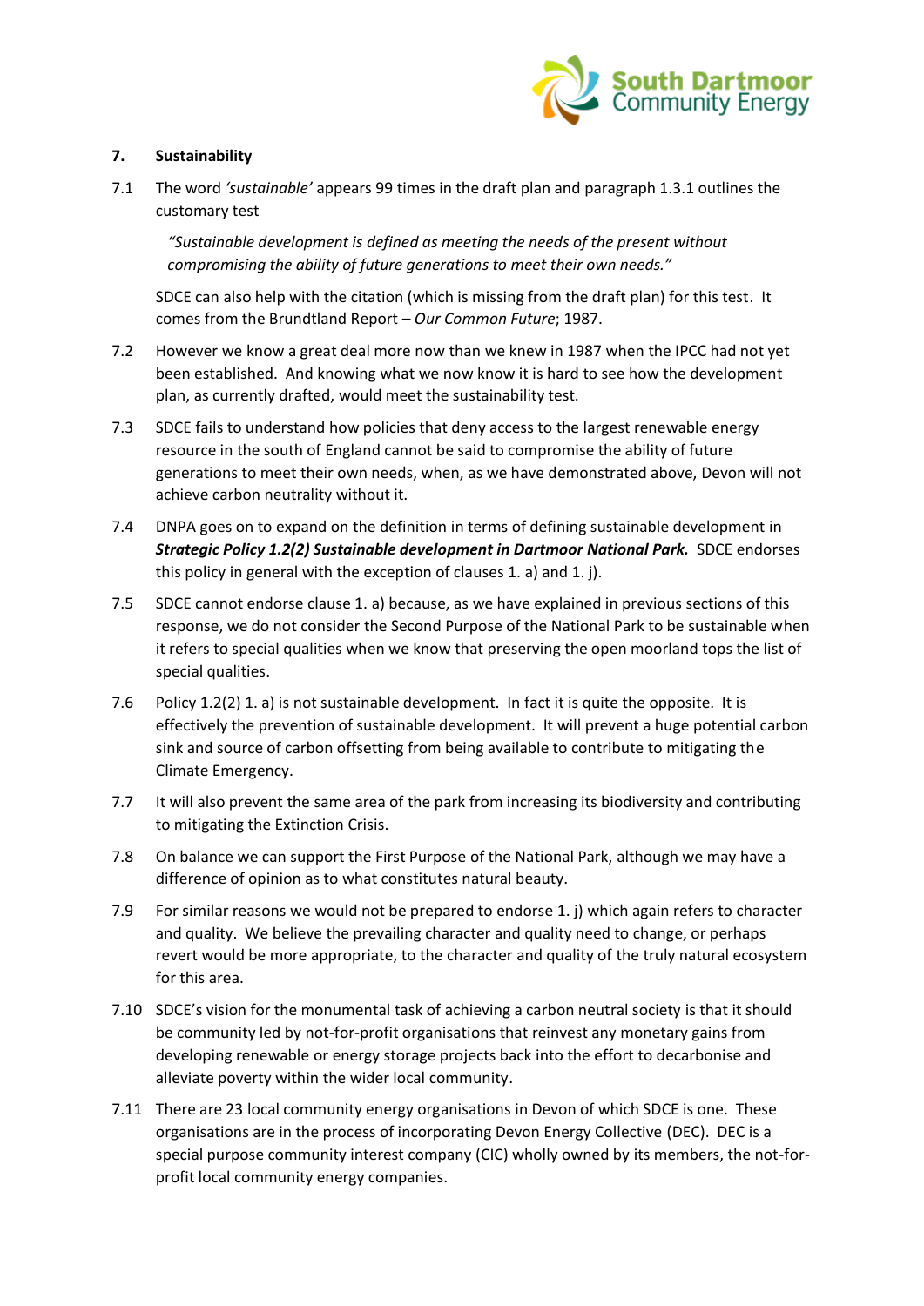## 7. Sustainability

7.1 The word *'sustainable'* appears 99 times in the draft plan and paragraph 1.3.1 outlines the customary test

> *"Sustainable development is defined as meeting the needs of the present without compromising the ability of future generations to meet their own needs."*

SDCE can also help with the citation (which is missing from the draft plan) for this test. It comes from the Brundtland Report – *Our Common Future*; 1987.

7.2 However we know a great deal more now than we knew in 1987 when the IPCC had not yet been established. And knowing what we now know it is hard to see how the development plan, as currently drafted, would meet the sustainability test.

7.3 SDCE fails to understand how policies that deny access to the largest renewable energy resource in the south of England cannot be said to compromise the ability of future generations to meet their own needs, when, as we have demonstrated above, Devon will not achieve carbon neutrality without it.

7.4 DNPA goes on to expand on the definition in terms of defining sustainable development in ***Strategic Policy 1.2(2) Sustainable development in Dartmoor National Park.*** SDCE endorses this policy in general with the exception of clauses 1. a) and 1. j).

7.5 SDCE cannot endorse clause 1. a) because, as we have explained in previous sections of this response, we do not consider the Second Purpose of the National Park to be sustainable when it refers to special qualities when we know that preserving the open moorland tops the list of special qualities.

7.6 Policy 1.2(2) 1. a) is not sustainable development. In fact it is quite the opposite. It is effectively the prevention of sustainable development. It will prevent a huge potential carbon sink and source of carbon offsetting from being available to contribute to mitigating the Climate Emergency.

7.7 It will also prevent the same area of the park from increasing its biodiversity and contributing to mitigating the Extinction Crisis.

7.8 On balance we can support the First Purpose of the National Park, although we may have a difference of opinion as to what constitutes natural beauty.

7.9 For similar reasons we would not be prepared to endorse 1. j) which again refers to character and quality. We believe the prevailing character and quality need to change, or perhaps revert would be more appropriate, to the character and quality of the truly natural ecosystem for this area.

7.10 SDCE's vision for the monumental task of achieving a carbon neutral society is that it should be community led by not-for-profit organisations that reinvest any monetary gains from developing renewable or energy storage projects back into the effort to decarbonise and alleviate poverty within the wider local community.

7.11 There are 23 local community energy organisations in Devon of which SDCE is one. These organisations are in the process of incorporating Devon Energy Collective (DEC). DEC is a special purpose community interest company (CIC) wholly owned by its members, the not-for-profit local community energy companies.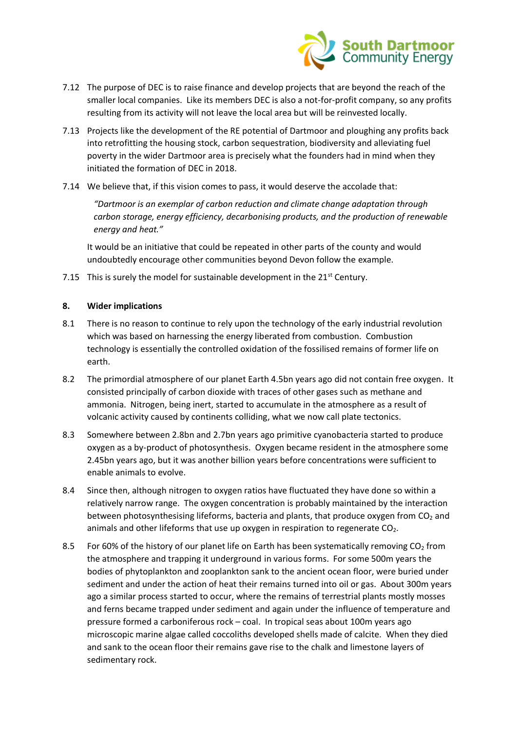7.12 The purpose of DEC is to raise finance and develop projects that are beyond the reach of the smaller local companies. Like its members DEC is also a not-for-profit company, so any profits resulting from its activity will not leave the local area but will be reinvested locally.

7.13 Projects like the development of the RE potential of Dartmoor and ploughing any profits back into retrofitting the housing stock, carbon sequestration, biodiversity and alleviating fuel poverty in the wider Dartmoor area is precisely what the founders had in mind when they initiated the formation of DEC in 2018.

7.14 We believe that, if this vision comes to pass, it would deserve the accolade that:

> *"Dartmoor is an exemplar of carbon reduction and climate change adaptation through carbon storage, energy efficiency, decarbonising products, and the production of renewable energy and heat."*

It would be an initiative that could be repeated in other parts of the county and would undoubtedly encourage other communities beyond Devon follow the example.

7.15 This is surely the model for sustainable development in the 21st Century.

**8. Wider implications**

8.1 There is no reason to continue to rely upon the technology of the early industrial revolution which was based on harnessing the energy liberated from combustion. Combustion technology is essentially the controlled oxidation of the fossilised remains of former life on earth.

8.2 The primordial atmosphere of our planet Earth 4.5bn years ago did not contain free oxygen. It consisted principally of carbon dioxide with traces of other gases such as methane and ammonia. Nitrogen, being inert, started to accumulate in the atmosphere as a result of volcanic activity caused by continents colliding, what we now call plate tectonics.

8.3 Somewhere between 2.8bn and 2.7bn years ago primitive cyanobacteria started to produce oxygen as a by-product of photosynthesis. Oxygen became resident in the atmosphere some 2.45bn years ago, but it was another billion years before concentrations were sufficient to enable animals to evolve.

8.4 Since then, although nitrogen to oxygen ratios have fluctuated they have done so within a relatively narrow range. The oxygen concentration is probably maintained by the interaction between photosynthesising lifeforms, bacteria and plants, that produce oxygen from $CO_2$ and animals and other lifeforms that use up oxygen in respiration to regenerate $CO_2$.

8.5 For 60% of the history of our planet life on Earth has been systematically removing $CO_2$ from the atmosphere and trapping it underground in various forms. For some 500m years the bodies of phytoplankton and zooplankton sank to the ancient ocean floor, were buried under sediment and under the action of heat their remains turned into oil or gas. About 300m years ago a similar process started to occur, where the remains of terrestrial plants mostly mosses and ferns became trapped under sediment and again under the influence of temperature and pressure formed a carboniferous rock – coal. In tropical seas about 100m years ago microscopic marine algae called coccoliths developed shells made of calcite. When they died and sank to the ocean floor their remains gave rise to the chalk and limestone layers of sedimentary rock.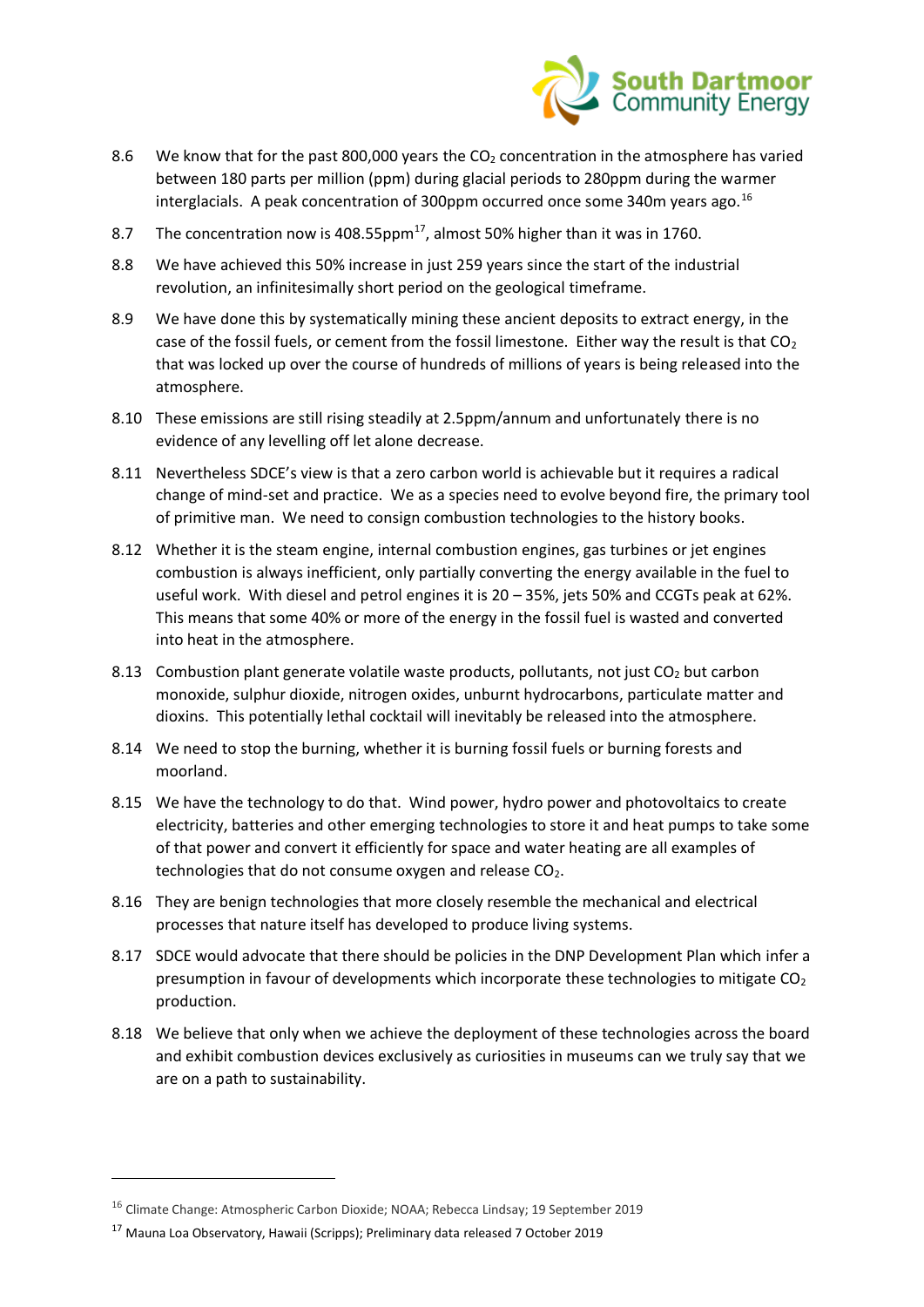8.6 We know that for the past 800,000 years the $CO_2$ concentration in the atmosphere has varied between 180 parts per million (ppm) during glacial periods to 280ppm during the warmer interglacials. A peak concentration of 300ppm occurred once some 340m years ago.[16]

8.7 The concentration now is 408.55ppm[17], almost 50% higher than it was in 1760.

8.8 We have achieved this 50% increase in just 259 years since the start of the industrial revolution, an infinitesimally short period on the geological timeframe.

8.9 We have done this by systematically mining these ancient deposits to extract energy, in the case of the fossil fuels, or cement from the fossil limestone. Either way the result is that $CO_2$ that was locked up over the course of hundreds of millions of years is being released into the atmosphere.

8.10 These emissions are still rising steadily at 2.5ppm/annum and unfortunately there is no evidence of any levelling off let alone decrease.

8.11 Nevertheless SDCE's view is that a zero carbon world is achievable but it requires a radical change of mind-set and practice. We as a species need to evolve beyond fire, the primary tool of primitive man. We need to consign combustion technologies to the history books.

8.12 Whether it is the steam engine, internal combustion engines, gas turbines or jet engines combustion is always inefficient, only partially converting the energy available in the fuel to useful work. With diesel and petrol engines it is 20 – 35%, jets 50% and CCGTs peak at 62%. This means that some 40% or more of the energy in the fossil fuel is wasted and converted into heat in the atmosphere.

8.13 Combustion plant generate volatile waste products, pollutants, not just $CO_2$ but carbon monoxide, sulphur dioxide, nitrogen oxides, unburnt hydrocarbons, particulate matter and dioxins. This potentially lethal cocktail will inevitably be released into the atmosphere.

8.14 We need to stop the burning, whether it is burning fossil fuels or burning forests and moorland.

8.15 We have the technology to do that. Wind power, hydro power and photovoltaics to create electricity, batteries and other emerging technologies to store it and heat pumps to take some of that power and convert it efficiently for space and water heating are all examples of technologies that do not consume oxygen and release $CO_2$.

8.16 They are benign technologies that more closely resemble the mechanical and electrical processes that nature itself has developed to produce living systems.

8.17 SDCE would advocate that there should be policies in the DNP Development Plan which infer a presumption in favour of developments which incorporate these technologies to mitigate $CO_2$ production.

8.18 We believe that only when we achieve the deployment of these technologies across the board and exhibit combustion devices exclusively as curiosities in museums can we truly say that we are on a path to sustainability.

---

[16] Climate Change: Atmospheric Carbon Dioxide; NOAA; Rebecca Lindsay; 19 September 2019

[17] Mauna Loa Observatory, Hawaii (Scripps); Preliminary data released 7 October 2019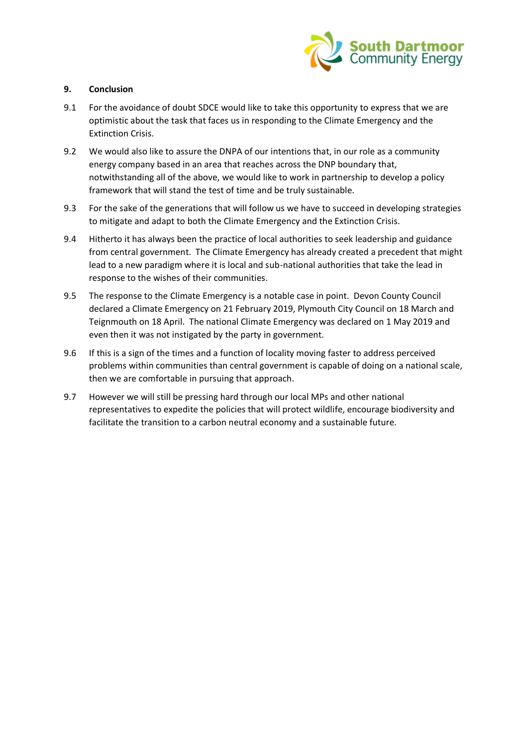## 9. Conclusion

9.1 For the avoidance of doubt SDCE would like to take this opportunity to express that we are optimistic about the task that faces us in responding to the Climate Emergency and the Extinction Crisis.

9.2 We would also like to assure the DNPA of our intentions that, in our role as a community energy company based in an area that reaches across the DNP boundary that, notwithstanding all of the above, we would like to work in partnership to develop a policy framework that will stand the test of time and be truly sustainable.

9.3 For the sake of the generations that will follow us we have to succeed in developing strategies to mitigate and adapt to both the Climate Emergency and the Extinction Crisis.

9.4 Hitherto it has always been the practice of local authorities to seek leadership and guidance from central government. The Climate Emergency has already created a precedent that might lead to a new paradigm where it is local and sub-national authorities that take the lead in response to the wishes of their communities.

9.5 The response to the Climate Emergency is a notable case in point. Devon County Council declared a Climate Emergency on 21 February 2019, Plymouth City Council on 18 March and Teignmouth on 18 April. The national Climate Emergency was declared on 1 May 2019 and even then it was not instigated by the party in government.

9.6 If this is a sign of the times and a function of locality moving faster to address perceived problems within communities than central government is capable of doing on a national scale, then we are comfortable in pursuing that approach.

9.7 However we will still be pressing hard through our local MPs and other national representatives to expedite the policies that will protect wildlife, encourage biodiversity and facilitate the transition to a carbon neutral economy and a sustainable future.